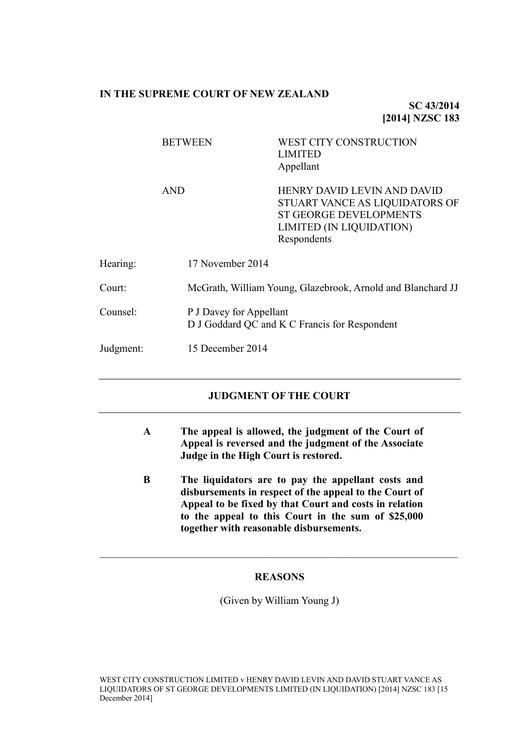**IN THE SUPREME COURT OF NEW ZEALAND**

**SC 43/2014**
**[2014] NZSC 183**

| | |
|---|---|
| BETWEEN | WEST CITY CONSTRUCTION LIMITED<br>Appellant |
| AND | HENRY DAVID LEVIN AND DAVID STUART VANCE AS LIQUIDATORS OF ST GEORGE DEVELOPMENTS LIMITED (IN LIQUIDATION)<br>Respondents |

| | |
|---|---|
| Hearing: | 17 November 2014 |
| Court: | McGrath, William Young, Glazebrook, Arnold and Blanchard JJ |
| Counsel: | P J Davey for Appellant<br>D J Goddard QC and K C Francis for Respondent |
| Judgment: | 15 December 2014 |

---

## JUDGMENT OF THE COURT

---

**A The appeal is allowed, the judgment of the Court of Appeal is reversed and the judgment of the Associate Judge in the High Court is restored.**

**B The liquidators are to pay the appellant costs and disbursements in respect of the appeal to the Court of Appeal to be fixed by that Court and costs in relation to the appeal to this Court in the sum of $25,000 together with reasonable disbursements.**

---

## REASONS

(Given by William Young J)

WEST CITY CONSTRUCTION LIMITED v HENRY DAVID LEVIN AND DAVID STUART VANCE AS LIQUIDATORS OF ST GEORGE DEVELOPMENTS LIMITED (IN LIQUIDATION) [2014] NZSC 183 [15 December 2014]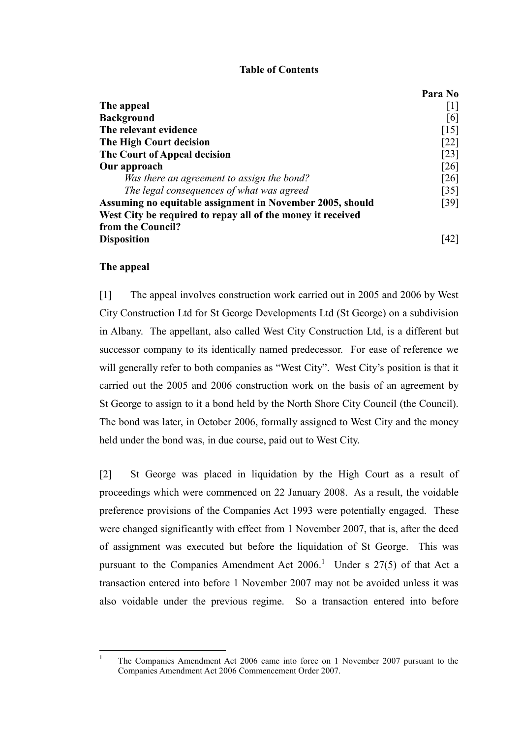## Table of Contents

| | Para No |
|---|---|
| **The appeal** | [1] |
| **Background** | [6] |
| **The relevant evidence** | [15] |
| **The High Court decision** | [22] |
| **The Court of Appeal decision** | [23] |
| **Our approach** | [26] |
| *Was there an agreement to assign the bond?* | [26] |
| *The legal consequences of what was agreed* | [35] |
| **Assuming no equitable assignment in November 2005, should West City be required to repay all of the money it received from the Council?** | [39] |
| **Disposition** | [42] |

### The appeal

[1] The appeal involves construction work carried out in 2005 and 2006 by West City Construction Ltd for St George Developments Ltd (St George) on a subdivision in Albany. The appellant, also called West City Construction Ltd, is a different but successor company to its identically named predecessor. For ease of reference we will generally refer to both companies as "West City". West City's position is that it carried out the 2005 and 2006 construction work on the basis of an agreement by St George to assign to it a bond held by the North Shore City Council (the Council). The bond was later, in October 2006, formally assigned to West City and the money held under the bond was, in due course, paid out to West City.

[2] St George was placed in liquidation by the High Court as a result of proceedings which were commenced on 22 January 2008. As a result, the voidable preference provisions of the Companies Act 1993 were potentially engaged. These were changed significantly with effect from 1 November 2007, that is, after the deed of assignment was executed but before the liquidation of St George. This was pursuant to the Companies Amendment Act 2006.[1] Under s 27(5) of that Act a transaction entered into before 1 November 2007 may not be avoided unless it was also voidable under the previous regime. So a transaction entered into before

[1] The Companies Amendment Act 2006 came into force on 1 November 2007 pursuant to the Companies Amendment Act 2006 Commencement Order 2007.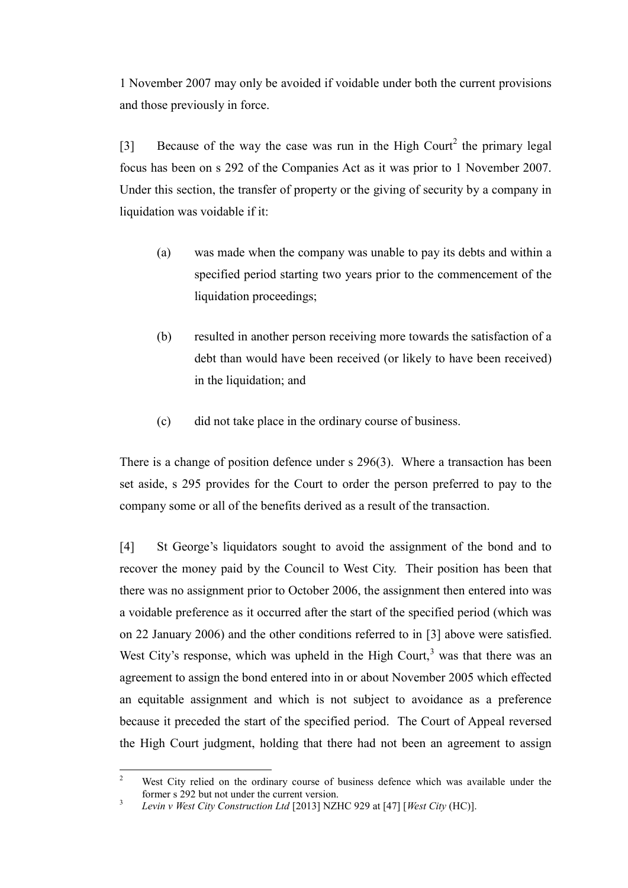1 November 2007 may only be avoided if voidable under both the current provisions and those previously in force.

[3] Because of the way the case was run in the High Court[2] the primary legal focus has been on s 292 of the Companies Act as it was prior to 1 November 2007. Under this section, the transfer of property or the giving of security by a company in liquidation was voidable if it:

(a) was made when the company was unable to pay its debts and within a specified period starting two years prior to the commencement of the liquidation proceedings;

(b) resulted in another person receiving more towards the satisfaction of a debt than would have been received (or likely to have been received) in the liquidation; and

(c) did not take place in the ordinary course of business.

There is a change of position defence under s 296(3). Where a transaction has been set aside, s 295 provides for the Court to order the person preferred to pay to the company some or all of the benefits derived as a result of the transaction.

[4] St George's liquidators sought to avoid the assignment of the bond and to recover the money paid by the Council to West City. Their position has been that there was no assignment prior to October 2006, the assignment then entered into was a voidable preference as it occurred after the start of the specified period (which was on 22 January 2006) and the other conditions referred to in [3] above were satisfied. West City's response, which was upheld in the High Court,[3] was that there was an agreement to assign the bond entered into in or about November 2005 which effected an equitable assignment and which is not subject to avoidance as a preference because it preceded the start of the specified period. The Court of Appeal reversed the High Court judgment, holding that there had not been an agreement to assign

---

[2] West City relied on the ordinary course of business defence which was available under the former s 292 but not under the current version.

[3] *Levin v West City Construction Ltd* [2013] NZHC 929 at [47] [*West City* (HC)].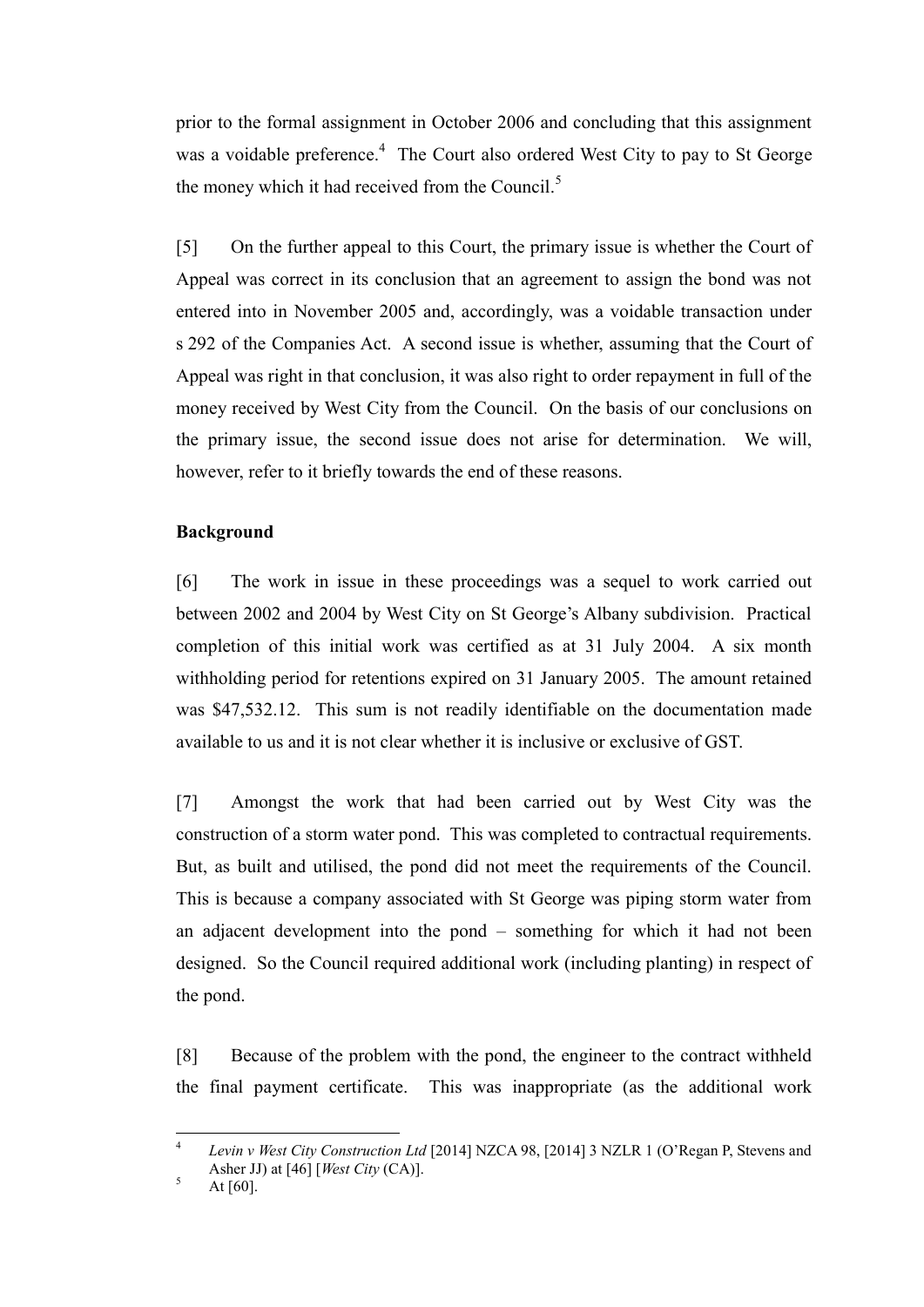prior to the formal assignment in October 2006 and concluding that this assignment was a voidable preference.[4] The Court also ordered West City to pay to St George the money which it had received from the Council.[5]

[5] On the further appeal to this Court, the primary issue is whether the Court of Appeal was correct in its conclusion that an agreement to assign the bond was not entered into in November 2005 and, accordingly, was a voidable transaction under s 292 of the Companies Act. A second issue is whether, assuming that the Court of Appeal was right in that conclusion, it was also right to order repayment in full of the money received by West City from the Council. On the basis of our conclusions on the primary issue, the second issue does not arise for determination. We will, however, refer to it briefly towards the end of these reasons.

**Background**

[6] The work in issue in these proceedings was a sequel to work carried out between 2002 and 2004 by West City on St George's Albany subdivision. Practical completion of this initial work was certified as at 31 July 2004. A six month withholding period for retentions expired on 31 January 2005. The amount retained was $47,532.12. This sum is not readily identifiable on the documentation made available to us and it is not clear whether it is inclusive or exclusive of GST.

[7] Amongst the work that had been carried out by West City was the construction of a storm water pond. This was completed to contractual requirements. But, as built and utilised, the pond did not meet the requirements of the Council. This is because a company associated with St George was piping storm water from an adjacent development into the pond – something for which it had not been designed. So the Council required additional work (including planting) in respect of the pond.

[8] Because of the problem with the pond, the engineer to the contract withheld the final payment certificate. This was inappropriate (as the additional work

---

[4] *Levin v West City Construction Ltd* [2014] NZCA 98, [2014] 3 NZLR 1 (O'Regan P, Stevens and Asher JJ) at [46] [*West City* (CA)].

[5] At [60].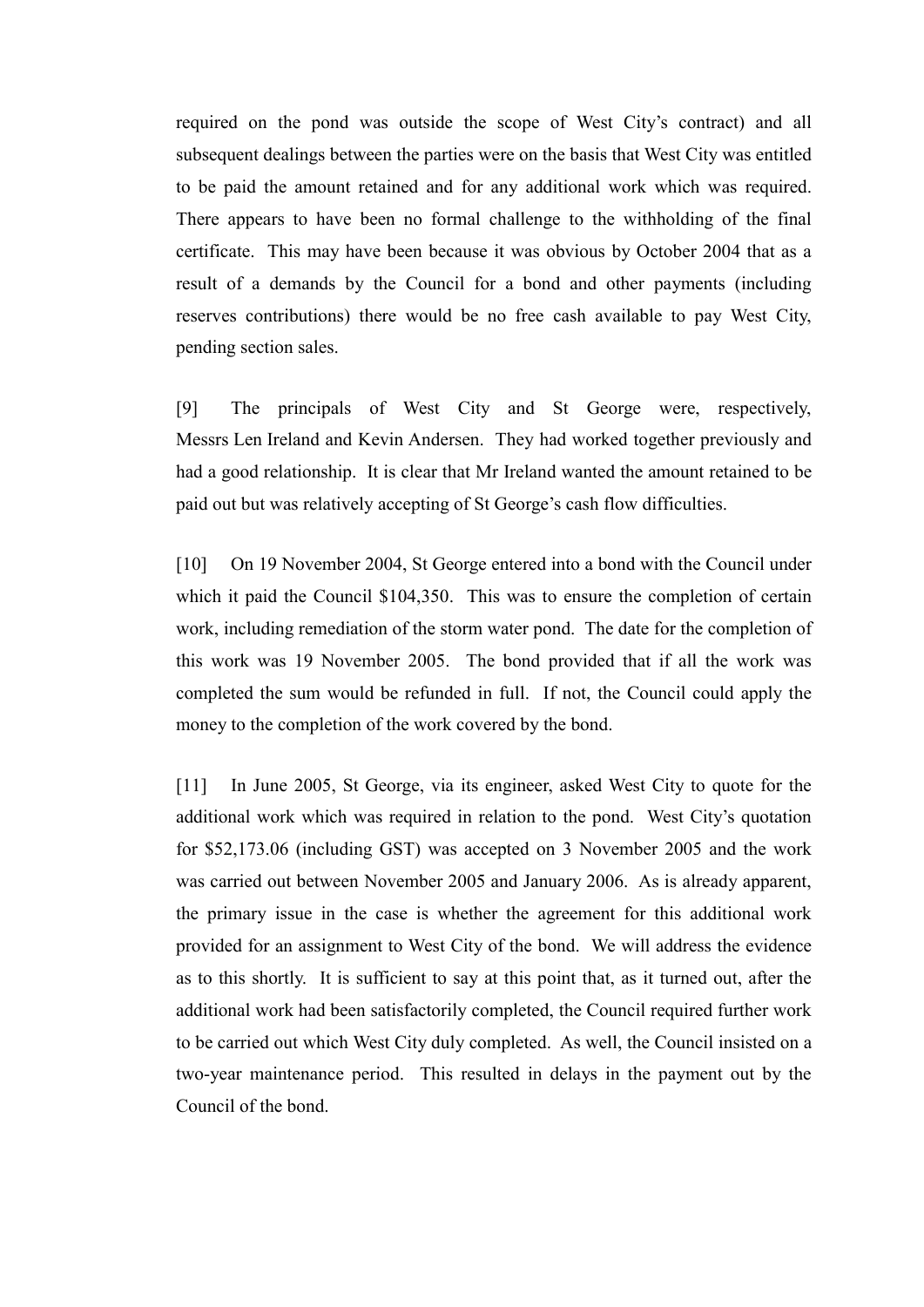required on the pond was outside the scope of West City's contract) and all subsequent dealings between the parties were on the basis that West City was entitled to be paid the amount retained and for any additional work which was required. There appears to have been no formal challenge to the withholding of the final certificate. This may have been because it was obvious by October 2004 that as a result of a demands by the Council for a bond and other payments (including reserves contributions) there would be no free cash available to pay West City, pending section sales.

[9] The principals of West City and St George were, respectively, Messrs Len Ireland and Kevin Andersen. They had worked together previously and had a good relationship. It is clear that Mr Ireland wanted the amount retained to be paid out but was relatively accepting of St George's cash flow difficulties.

[10] On 19 November 2004, St George entered into a bond with the Council under which it paid the Council $104,350. This was to ensure the completion of certain work, including remediation of the storm water pond. The date for the completion of this work was 19 November 2005. The bond provided that if all the work was completed the sum would be refunded in full. If not, the Council could apply the money to the completion of the work covered by the bond.

[11] In June 2005, St George, via its engineer, asked West City to quote for the additional work which was required in relation to the pond. West City's quotation for $52,173.06 (including GST) was accepted on 3 November 2005 and the work was carried out between November 2005 and January 2006. As is already apparent, the primary issue in the case is whether the agreement for this additional work provided for an assignment to West City of the bond. We will address the evidence as to this shortly. It is sufficient to say at this point that, as it turned out, after the additional work had been satisfactorily completed, the Council required further work to be carried out which West City duly completed. As well, the Council insisted on a two-year maintenance period. This resulted in delays in the payment out by the Council of the bond.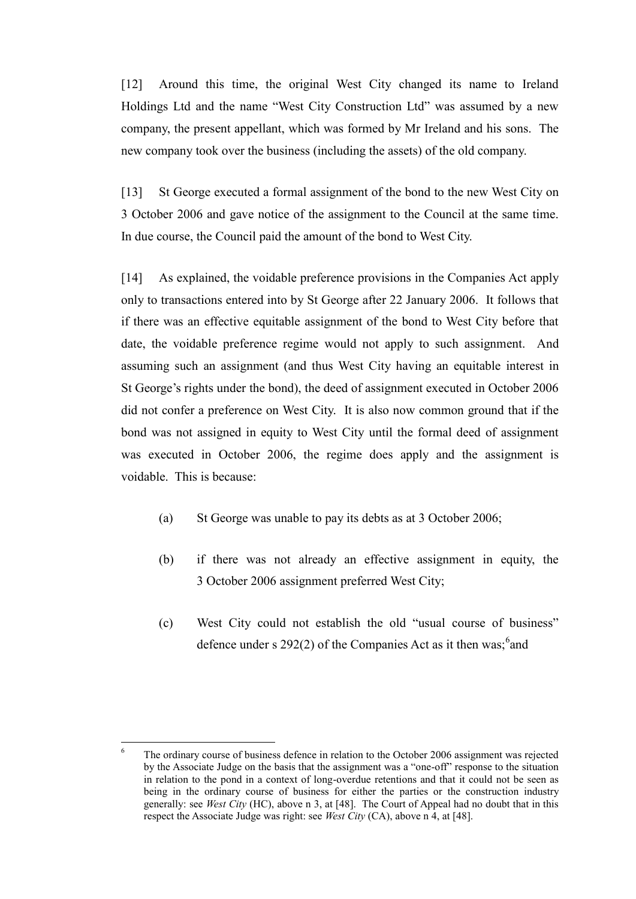[12] Around this time, the original West City changed its name to Ireland Holdings Ltd and the name "West City Construction Ltd" was assumed by a new company, the present appellant, which was formed by Mr Ireland and his sons. The new company took over the business (including the assets) of the old company.

[13] St George executed a formal assignment of the bond to the new West City on 3 October 2006 and gave notice of the assignment to the Council at the same time. In due course, the Council paid the amount of the bond to West City.

[14] As explained, the voidable preference provisions in the Companies Act apply only to transactions entered into by St George after 22 January 2006. It follows that if there was an effective equitable assignment of the bond to West City before that date, the voidable preference regime would not apply to such assignment. And assuming such an assignment (and thus West City having an equitable interest in St George's rights under the bond), the deed of assignment executed in October 2006 did not confer a preference on West City. It is also now common ground that if the bond was not assigned in equity to West City until the formal deed of assignment was executed in October 2006, the regime does apply and the assignment is voidable. This is because:

(a) St George was unable to pay its debts as at 3 October 2006;

(b) if there was not already an effective assignment in equity, the 3 October 2006 assignment preferred West City;

(c) West City could not establish the old "usual course of business" defence under s 292(2) of the Companies Act as it then was;[6] and

[6] The ordinary course of business defence in relation to the October 2006 assignment was rejected by the Associate Judge on the basis that the assignment was a "one-off" response to the situation in relation to the pond in a context of long-overdue retentions and that it could not be seen as being in the ordinary course of business for either the parties or the construction industry generally: see *West City* (HC), above n 3, at [48]. The Court of Appeal had no doubt that in this respect the Associate Judge was right: see *West City* (CA), above n 4, at [48].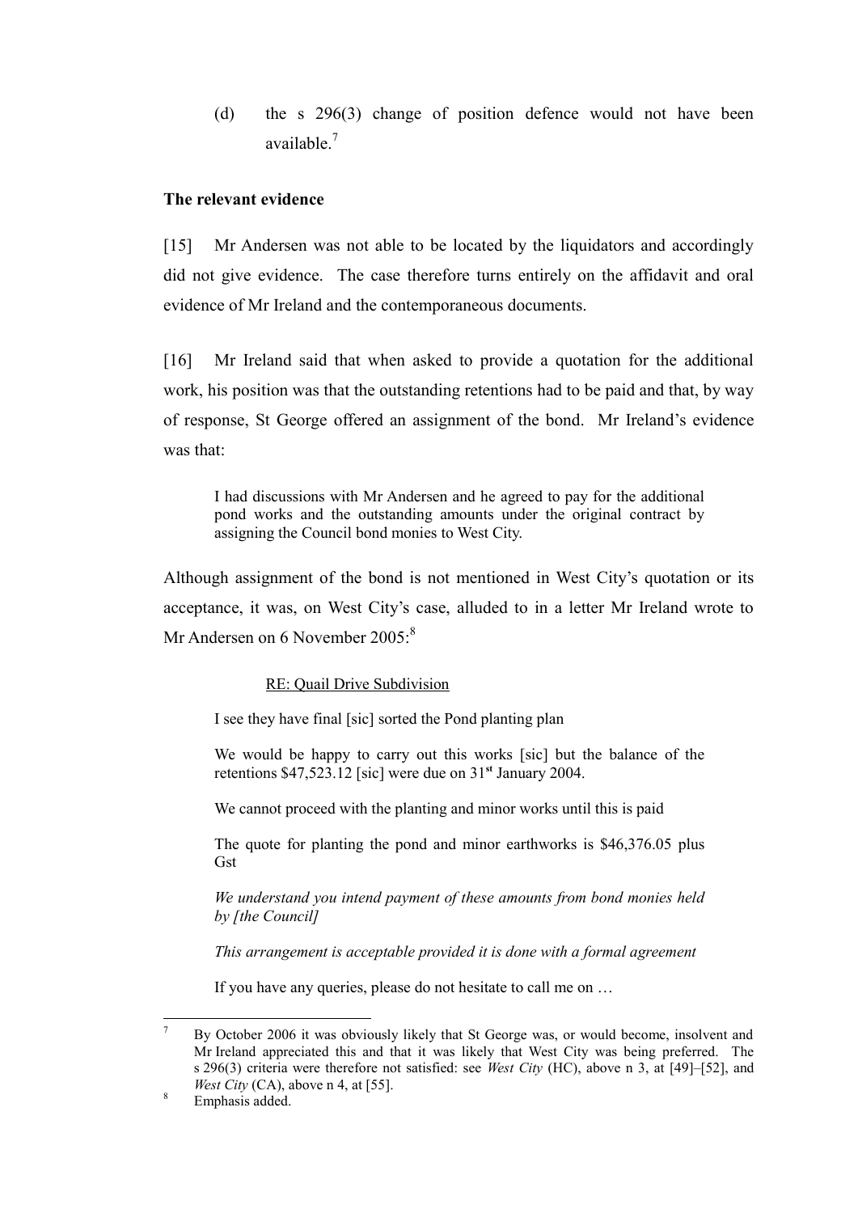(d) the s 296(3) change of position defence would not have been available.[7]

## The relevant evidence

[15] Mr Andersen was not able to be located by the liquidators and accordingly did not give evidence. The case therefore turns entirely on the affidavit and oral evidence of Mr Ireland and the contemporaneous documents.

[16] Mr Ireland said that when asked to provide a quotation for the additional work, his position was that the outstanding retentions had to be paid and that, by way of response, St George offered an assignment of the bond. Mr Ireland's evidence was that:

> I had discussions with Mr Andersen and he agreed to pay for the additional pond works and the outstanding amounts under the original contract by assigning the Council bond monies to West City.

Although assignment of the bond is not mentioned in West City's quotation or its acceptance, it was, on West City's case, alluded to in a letter Mr Ireland wrote to Mr Andersen on 6 November 2005:[8]

> RE: Quail Drive Subdivision
>
> I see they have final [sic] sorted the Pond planting plan
>
> We would be happy to carry out this works [sic] but the balance of the retentions $47,523.12 [sic] were due on 31st January 2004.
>
> We cannot proceed with the planting and minor works until this is paid
>
> The quote for planting the pond and minor earthworks is $46,376.05 plus Gst
>
> *We understand you intend payment of these amounts from bond monies held by [the Council]*
>
> *This arrangement is acceptable provided it is done with a formal agreement*
>
> If you have any queries, please do not hesitate to call me on …

---

[7] By October 2006 it was obviously likely that St George was, or would become, insolvent and Mr Ireland appreciated this and that it was likely that West City was being preferred. The s 296(3) criteria were therefore not satisfied: see *West City* (HC), above n 3, at [49]–[52], and *West City* (CA), above n 4, at [55].

[8] Emphasis added.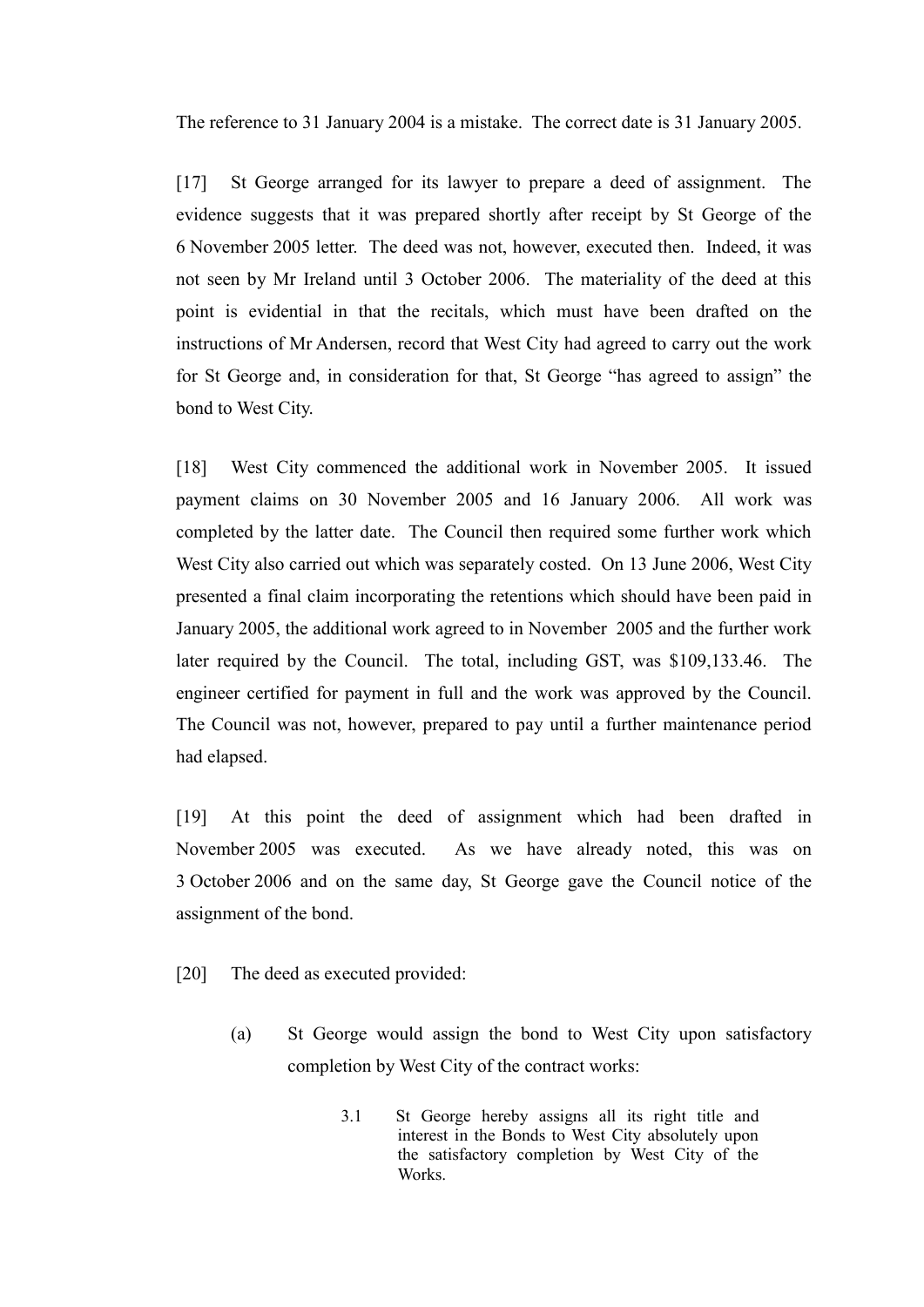The reference to 31 January 2004 is a mistake. The correct date is 31 January 2005.

[17] St George arranged for its lawyer to prepare a deed of assignment. The evidence suggests that it was prepared shortly after receipt by St George of the 6 November 2005 letter. The deed was not, however, executed then. Indeed, it was not seen by Mr Ireland until 3 October 2006. The materiality of the deed at this point is evidential in that the recitals, which must have been drafted on the instructions of Mr Andersen, record that West City had agreed to carry out the work for St George and, in consideration for that, St George "has agreed to assign" the bond to West City.

[18] West City commenced the additional work in November 2005. It issued payment claims on 30 November 2005 and 16 January 2006. All work was completed by the latter date. The Council then required some further work which West City also carried out which was separately costed. On 13 June 2006, West City presented a final claim incorporating the retentions which should have been paid in January 2005, the additional work agreed to in November 2005 and the further work later required by the Council. The total, including GST, was $109,133.46. The engineer certified for payment in full and the work was approved by the Council. The Council was not, however, prepared to pay until a further maintenance period had elapsed.

[19] At this point the deed of assignment which had been drafted in November 2005 was executed. As we have already noted, this was on 3 October 2006 and on the same day, St George gave the Council notice of the assignment of the bond.

[20] The deed as executed provided:

(a) St George would assign the bond to West City upon satisfactory completion by West City of the contract works:

> 3.1 St George hereby assigns all its right title and interest in the Bonds to West City absolutely upon the satisfactory completion by West City of the Works.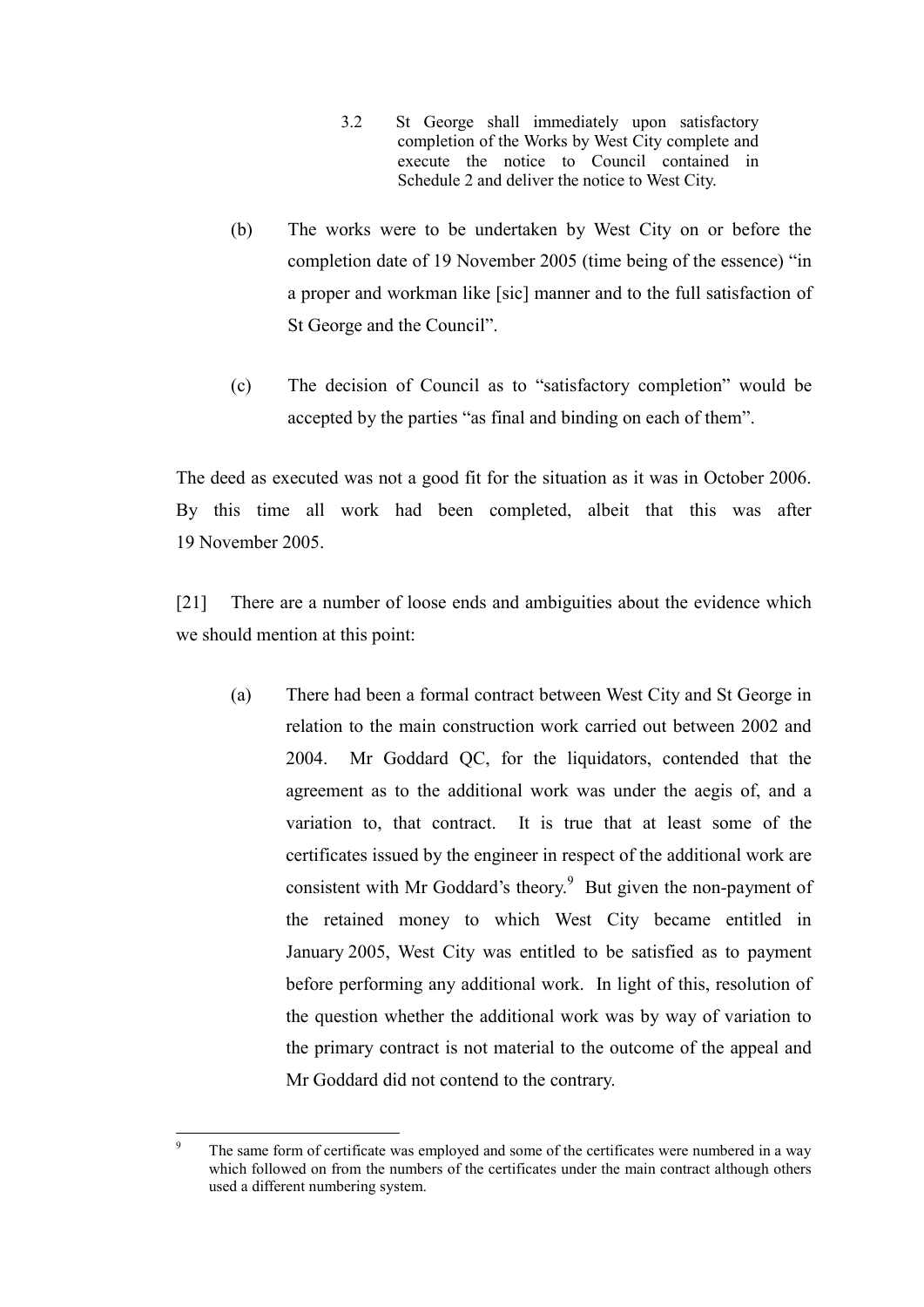> 3.2 St George shall immediately upon satisfactory completion of the Works by West City complete and execute the notice to Council contained in Schedule 2 and deliver the notice to West City.

(b) The works were to be undertaken by West City on or before the completion date of 19 November 2005 (time being of the essence) "in a proper and workman like [sic] manner and to the full satisfaction of St George and the Council".

(c) The decision of Council as to "satisfactory completion" would be accepted by the parties "as final and binding on each of them".

The deed as executed was not a good fit for the situation as it was in October 2006. By this time all work had been completed, albeit that this was after 19 November 2005.

[21] There are a number of loose ends and ambiguities about the evidence which we should mention at this point:

(a) There had been a formal contract between West City and St George in relation to the main construction work carried out between 2002 and 2004. Mr Goddard QC, for the liquidators, contended that the agreement as to the additional work was under the aegis of, and a variation to, that contract. It is true that at least some of the certificates issued by the engineer in respect of the additional work are consistent with Mr Goddard's theory.[9] But given the non-payment of the retained money to which West City became entitled in January 2005, West City was entitled to be satisfied as to payment before performing any additional work. In light of this, resolution of the question whether the additional work was by way of variation to the primary contract is not material to the outcome of the appeal and Mr Goddard did not contend to the contrary.

---

[9] The same form of certificate was employed and some of the certificates were numbered in a way which followed on from the numbers of the certificates under the main contract although others used a different numbering system.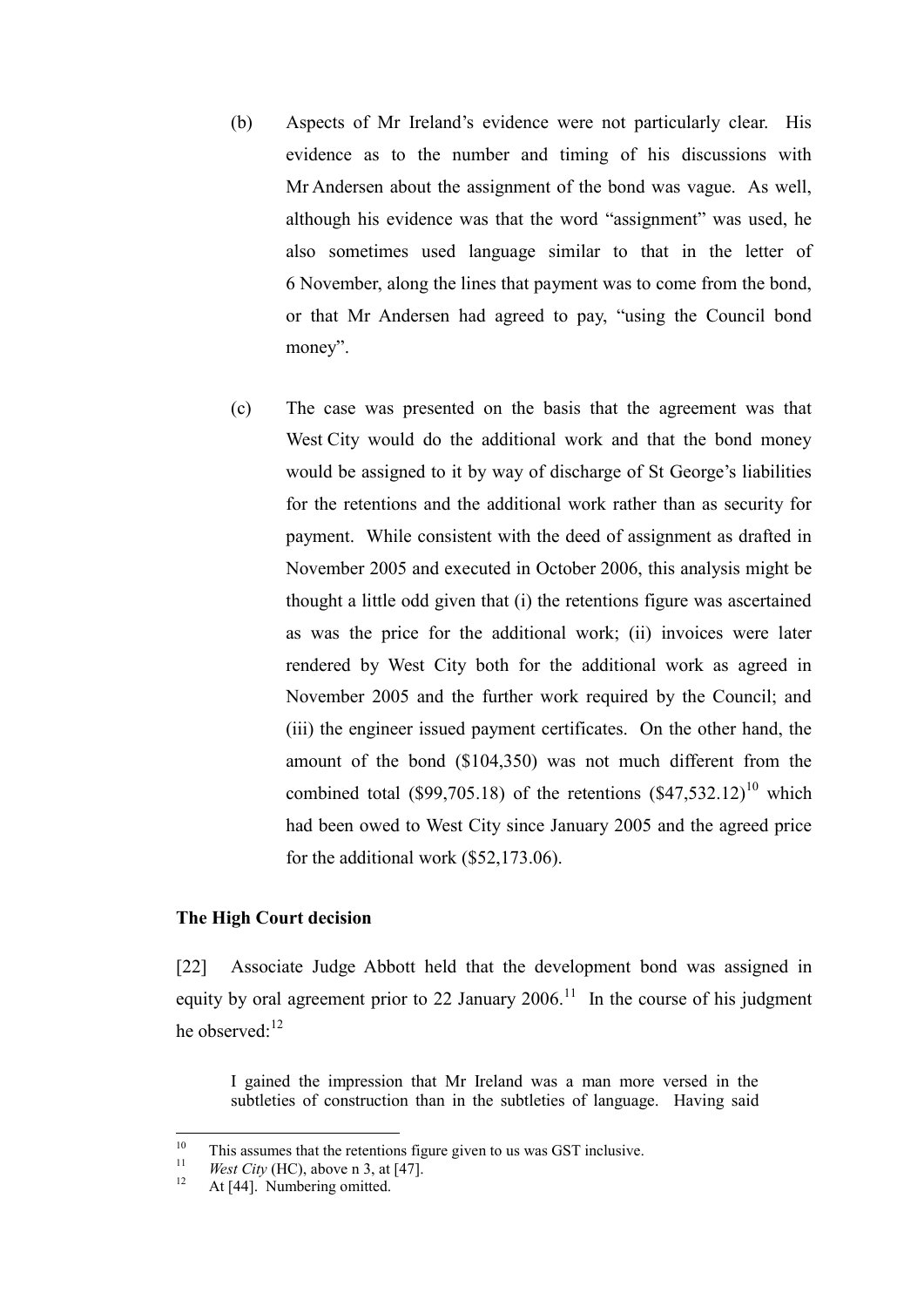(b) Aspects of Mr Ireland's evidence were not particularly clear. His evidence as to the number and timing of his discussions with Mr Andersen about the assignment of the bond was vague. As well, although his evidence was that the word "assignment" was used, he also sometimes used language similar to that in the letter of 6 November, along the lines that payment was to come from the bond, or that Mr Andersen had agreed to pay, "using the Council bond money".

(c) The case was presented on the basis that the agreement was that West City would do the additional work and that the bond money would be assigned to it by way of discharge of St George's liabilities for the retentions and the additional work rather than as security for payment. While consistent with the deed of assignment as drafted in November 2005 and executed in October 2006, this analysis might be thought a little odd given that (i) the retentions figure was ascertained as was the price for the additional work; (ii) invoices were later rendered by West City both for the additional work as agreed in November 2005 and the further work required by the Council; and (iii) the engineer issued payment certificates. On the other hand, the amount of the bond ($104,350) was not much different from the combined total ($99,705.18) of the retentions ($47,532.12)[10] which had been owed to West City since January 2005 and the agreed price for the additional work ($52,173.06).

### The High Court decision

[22] Associate Judge Abbott held that the development bond was assigned in equity by oral agreement prior to 22 January 2006.[11] In the course of his judgment he observed:[12]

> I gained the impression that Mr Ireland was a man more versed in the subtleties of construction than in the subtleties of language. Having said

---

[10] This assumes that the retentions figure given to us was GST inclusive.

[11] *West City* (HC), above n 3, at [47].

[12] At [44]. Numbering omitted.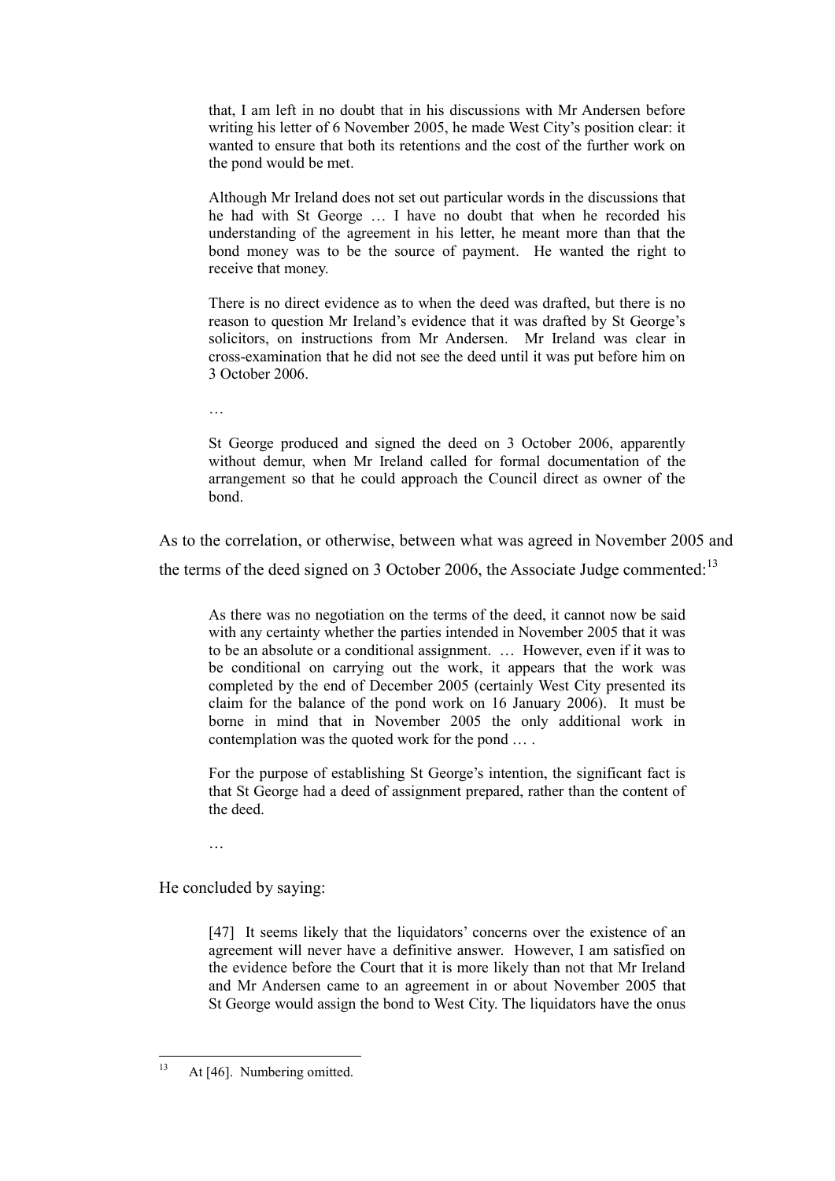> that, I am left in no doubt that in his discussions with Mr Andersen before writing his letter of 6 November 2005, he made West City's position clear: it wanted to ensure that both its retentions and the cost of the further work on the pond would be met.
>
> Although Mr Ireland does not set out particular words in the discussions that he had with St George … I have no doubt that when he recorded his understanding of the agreement in his letter, he meant more than that the bond money was to be the source of payment. He wanted the right to receive that money.
>
> There is no direct evidence as to when the deed was drafted, but there is no reason to question Mr Ireland's evidence that it was drafted by St George's solicitors, on instructions from Mr Andersen. Mr Ireland was clear in cross-examination that he did not see the deed until it was put before him on 3 October 2006.
>
> …
>
> St George produced and signed the deed on 3 October 2006, apparently without demur, when Mr Ireland called for formal documentation of the arrangement so that he could approach the Council direct as owner of the bond.

As to the correlation, or otherwise, between what was agreed in November 2005 and the terms of the deed signed on 3 October 2006, the Associate Judge commented:[13]

> As there was no negotiation on the terms of the deed, it cannot now be said with any certainty whether the parties intended in November 2005 that it was to be an absolute or a conditional assignment. … However, even if it was to be conditional on carrying out the work, it appears that the work was completed by the end of December 2005 (certainly West City presented its claim for the balance of the pond work on 16 January 2006). It must be borne in mind that in November 2005 the only additional work in contemplation was the quoted work for the pond … .
>
> For the purpose of establishing St George's intention, the significant fact is that St George had a deed of assignment prepared, rather than the content of the deed.
>
> …

He concluded by saying:

> [47] It seems likely that the liquidators' concerns over the existence of an agreement will never have a definitive answer. However, I am satisfied on the evidence before the Court that it is more likely than not that Mr Ireland and Mr Andersen came to an agreement in or about November 2005 that St George would assign the bond to West City. The liquidators have the onus

[13] At [46]. Numbering omitted.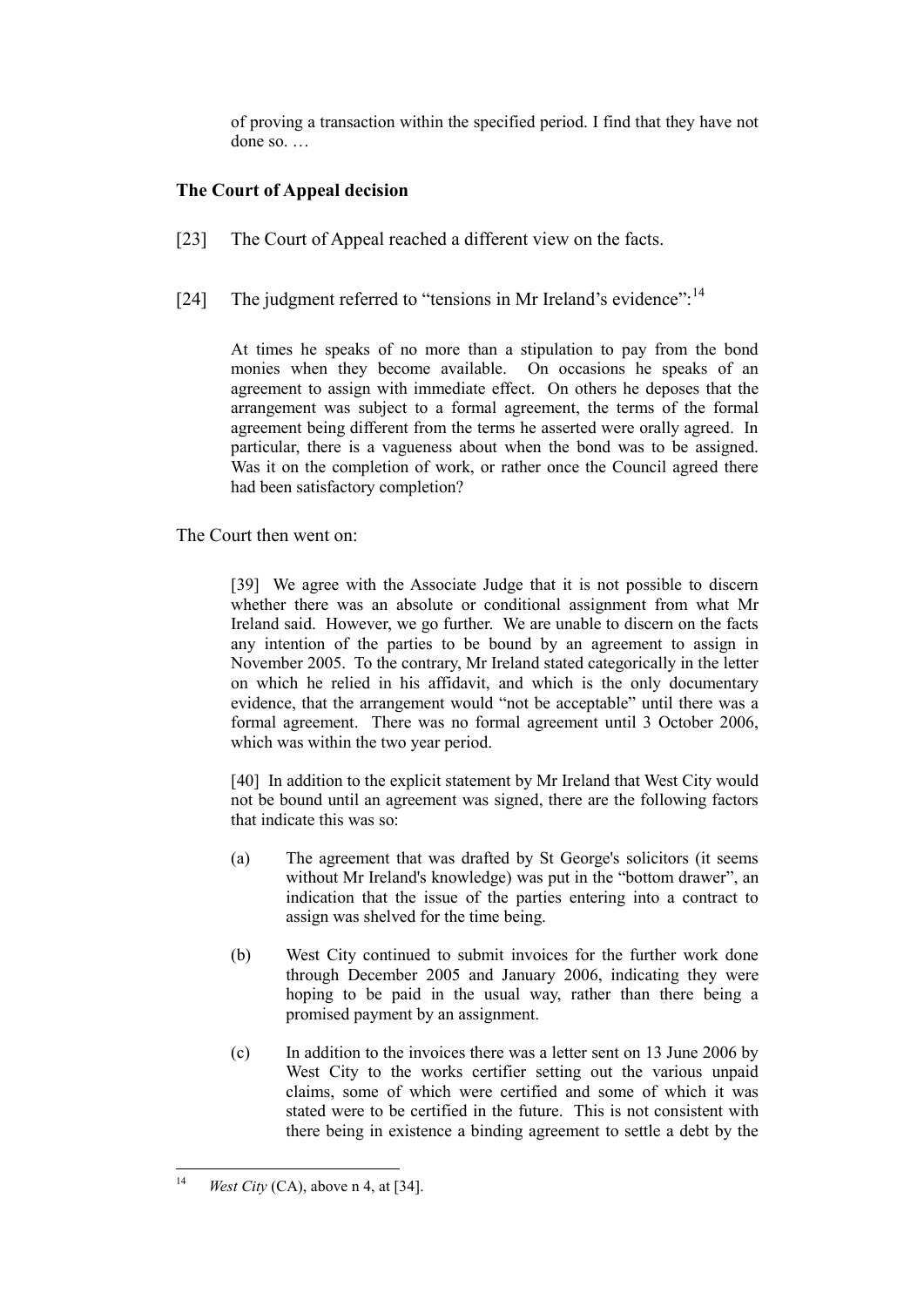of proving a transaction within the specified period. I find that they have not done so. …

### The Court of Appeal decision

[23] The Court of Appeal reached a different view on the facts.

[24] The judgment referred to "tensions in Mr Ireland's evidence":[14]

> At times he speaks of no more than a stipulation to pay from the bond monies when they become available. On occasions he speaks of an agreement to assign with immediate effect. On others he deposes that the arrangement was subject to a formal agreement, the terms of the formal agreement being different from the terms he asserted were orally agreed. In particular, there is a vagueness about when the bond was to be assigned. Was it on the completion of work, or rather once the Council agreed there had been satisfactory completion?

The Court then went on:

> [39] We agree with the Associate Judge that it is not possible to discern whether there was an absolute or conditional assignment from what Mr Ireland said. However, we go further. We are unable to discern on the facts any intention of the parties to be bound by an agreement to assign in November 2005. To the contrary, Mr Ireland stated categorically in the letter on which he relied in his affidavit, and which is the only documentary evidence, that the arrangement would "not be acceptable" until there was a formal agreement. There was no formal agreement until 3 October 2006, which was within the two year period.
>
> [40] In addition to the explicit statement by Mr Ireland that West City would not be bound until an agreement was signed, there are the following factors that indicate this was so:
>
> (a) The agreement that was drafted by St George's solicitors (it seems without Mr Ireland's knowledge) was put in the "bottom drawer", an indication that the issue of the parties entering into a contract to assign was shelved for the time being.
>
> (b) West City continued to submit invoices for the further work done through December 2005 and January 2006, indicating they were hoping to be paid in the usual way, rather than there being a promised payment by an assignment.
>
> (c) In addition to the invoices there was a letter sent on 13 June 2006 by West City to the works certifier setting out the various unpaid claims, some of which were certified and some of which it was stated were to be certified in the future. This is not consistent with there being in existence a binding agreement to settle a debt by the

---

[14] *West City* (CA), above n 4, at [34].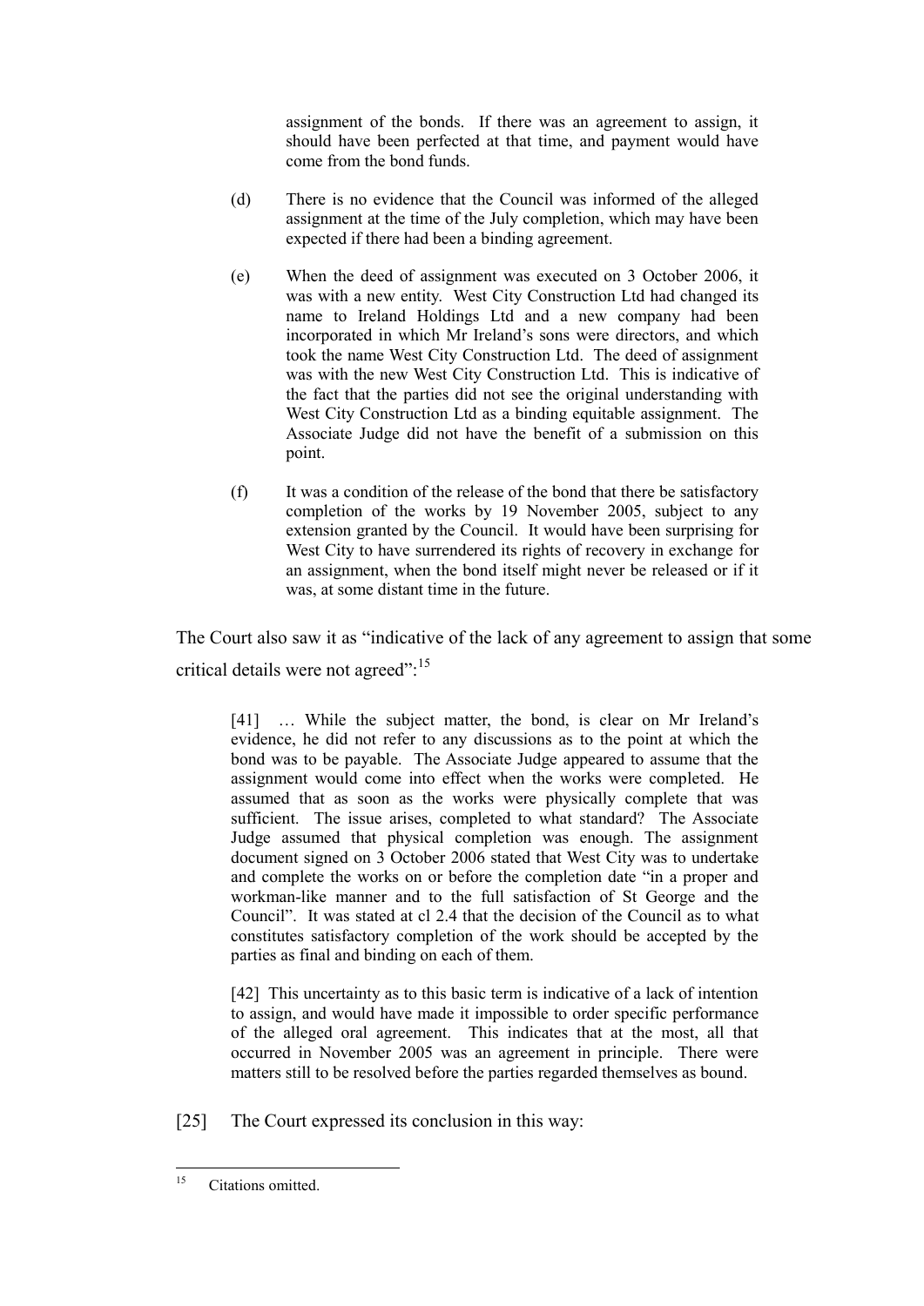assignment of the bonds. If there was an agreement to assign, it should have been perfected at that time, and payment would have come from the bond funds.

(d) There is no evidence that the Council was informed of the alleged assignment at the time of the July completion, which may have been expected if there had been a binding agreement.

(e) When the deed of assignment was executed on 3 October 2006, it was with a new entity. West City Construction Ltd had changed its name to Ireland Holdings Ltd and a new company had been incorporated in which Mr Ireland's sons were directors, and which took the name West City Construction Ltd. The deed of assignment was with the new West City Construction Ltd. This is indicative of the fact that the parties did not see the original understanding with West City Construction Ltd as a binding equitable assignment. The Associate Judge did not have the benefit of a submission on this point.

(f) It was a condition of the release of the bond that there be satisfactory completion of the works by 19 November 2005, subject to any extension granted by the Council. It would have been surprising for West City to have surrendered its rights of recovery in exchange for an assignment, when the bond itself might never be released or if it was, at some distant time in the future.

The Court also saw it as "indicative of the lack of any agreement to assign that some critical details were not agreed":[15]

> [41] … While the subject matter, the bond, is clear on Mr Ireland's evidence, he did not refer to any discussions as to the point at which the bond was to be payable. The Associate Judge appeared to assume that the assignment would come into effect when the works were completed. He assumed that as soon as the works were physically complete that was sufficient. The issue arises, completed to what standard? The Associate Judge assumed that physical completion was enough. The assignment document signed on 3 October 2006 stated that West City was to undertake and complete the works on or before the completion date "in a proper and workman-like manner and to the full satisfaction of St George and the Council". It was stated at cl 2.4 that the decision of the Council as to what constitutes satisfactory completion of the work should be accepted by the parties as final and binding on each of them.
>
> [42] This uncertainty as to this basic term is indicative of a lack of intention to assign, and would have made it impossible to order specific performance of the alleged oral agreement. This indicates that at the most, all that occurred in November 2005 was an agreement in principle. There were matters still to be resolved before the parties regarded themselves as bound.

[25] The Court expressed its conclusion in this way:

---

[15] Citations omitted.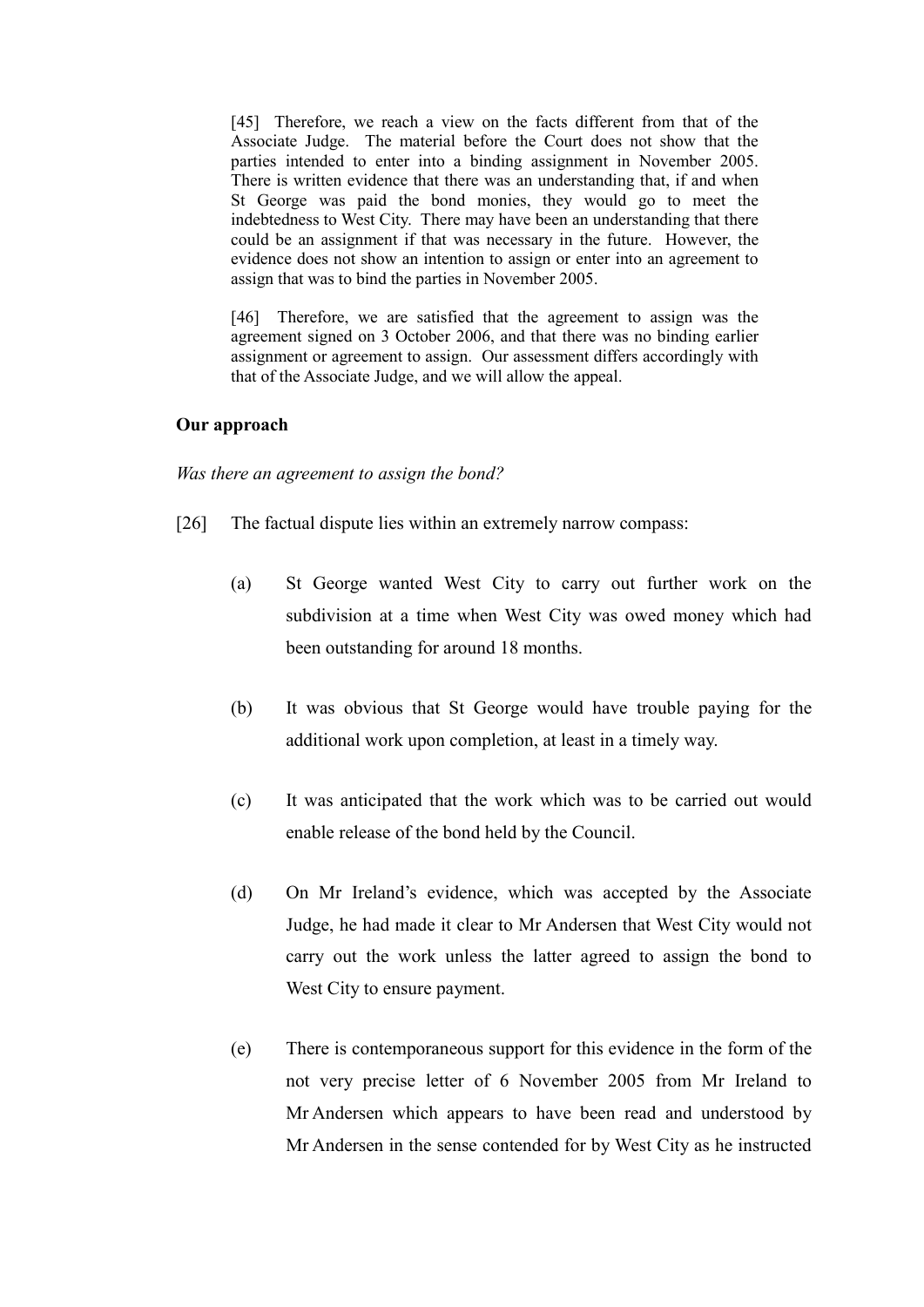> [45] Therefore, we reach a view on the facts different from that of the Associate Judge. The material before the Court does not show that the parties intended to enter into a binding assignment in November 2005. There is written evidence that there was an understanding that, if and when St George was paid the bond monies, they would go to meet the indebtedness to West City. There may have been an understanding that there could be an assignment if that was necessary in the future. However, the evidence does not show an intention to assign or enter into an agreement to assign that was to bind the parties in November 2005.
>
> [46] Therefore, we are satisfied that the agreement to assign was the agreement signed on 3 October 2006, and that there was no binding earlier assignment or agreement to assign. Our assessment differs accordingly with that of the Associate Judge, and we will allow the appeal.

**Our approach**

*Was there an agreement to assign the bond?*

[26] The factual dispute lies within an extremely narrow compass:

(a) St George wanted West City to carry out further work on the subdivision at a time when West City was owed money which had been outstanding for around 18 months.

(b) It was obvious that St George would have trouble paying for the additional work upon completion, at least in a timely way.

(c) It was anticipated that the work which was to be carried out would enable release of the bond held by the Council.

(d) On Mr Ireland's evidence, which was accepted by the Associate Judge, he had made it clear to Mr Andersen that West City would not carry out the work unless the latter agreed to assign the bond to West City to ensure payment.

(e) There is contemporaneous support for this evidence in the form of the not very precise letter of 6 November 2005 from Mr Ireland to Mr Andersen which appears to have been read and understood by Mr Andersen in the sense contended for by West City as he instructed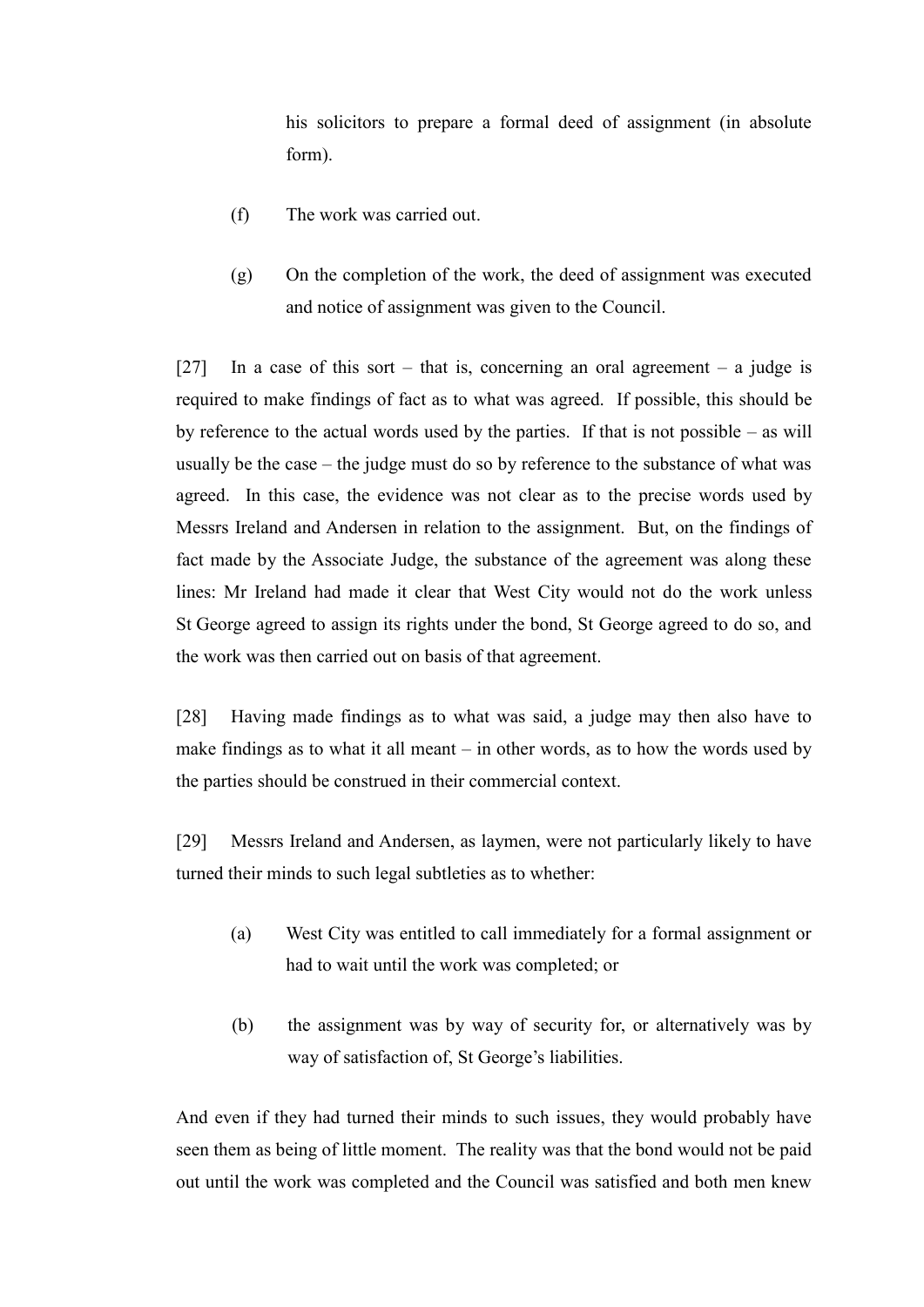his solicitors to prepare a formal deed of assignment (in absolute form).

(f) The work was carried out.

(g) On the completion of the work, the deed of assignment was executed and notice of assignment was given to the Council.

[27] In a case of this sort – that is, concerning an oral agreement – a judge is required to make findings of fact as to what was agreed. If possible, this should be by reference to the actual words used by the parties. If that is not possible – as will usually be the case – the judge must do so by reference to the substance of what was agreed. In this case, the evidence was not clear as to the precise words used by Messrs Ireland and Andersen in relation to the assignment. But, on the findings of fact made by the Associate Judge, the substance of the agreement was along these lines: Mr Ireland had made it clear that West City would not do the work unless St George agreed to assign its rights under the bond, St George agreed to do so, and the work was then carried out on basis of that agreement.

[28] Having made findings as to what was said, a judge may then also have to make findings as to what it all meant – in other words, as to how the words used by the parties should be construed in their commercial context.

[29] Messrs Ireland and Andersen, as laymen, were not particularly likely to have turned their minds to such legal subtleties as to whether:

(a) West City was entitled to call immediately for a formal assignment or had to wait until the work was completed; or

(b) the assignment was by way of security for, or alternatively was by way of satisfaction of, St George's liabilities.

And even if they had turned their minds to such issues, they would probably have seen them as being of little moment. The reality was that the bond would not be paid out until the work was completed and the Council was satisfied and both men knew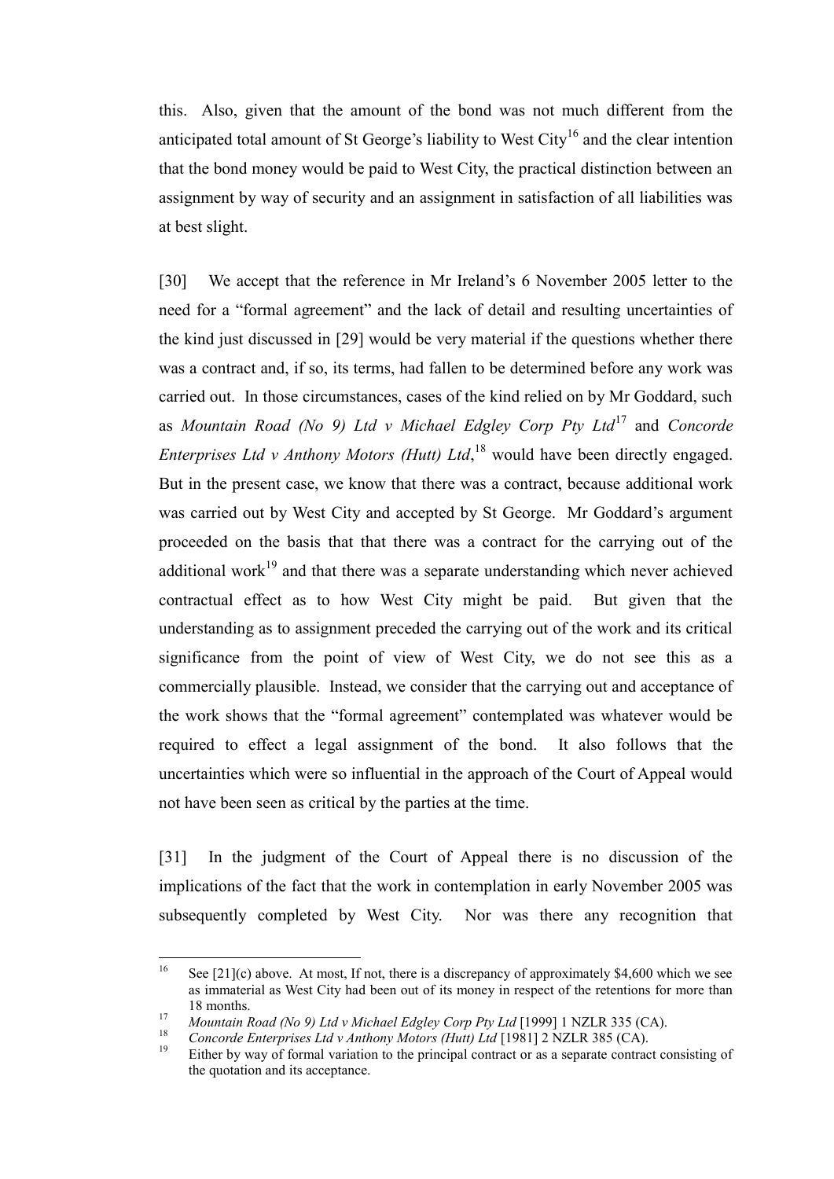this. Also, given that the amount of the bond was not much different from the anticipated total amount of St George's liability to West City[16] and the clear intention that the bond money would be paid to West City, the practical distinction between an assignment by way of security and an assignment in satisfaction of all liabilities was at best slight.

[30] We accept that the reference in Mr Ireland's 6 November 2005 letter to the need for a "formal agreement" and the lack of detail and resulting uncertainties of the kind just discussed in [29] would be very material if the questions whether there was a contract and, if so, its terms, had fallen to be determined before any work was carried out. In those circumstances, cases of the kind relied on by Mr Goddard, such as *Mountain Road (No 9) Ltd v Michael Edgley Corp Pty Ltd*[17] and *Concorde Enterprises Ltd v Anthony Motors (Hutt) Ltd*,[18] would have been directly engaged. But in the present case, we know that there was a contract, because additional work was carried out by West City and accepted by St George. Mr Goddard's argument proceeded on the basis that that there was a contract for the carrying out of the additional work[19] and that there was a separate understanding which never achieved contractual effect as to how West City might be paid. But given that the understanding as to assignment preceded the carrying out of the work and its critical significance from the point of view of West City, we do not see this as a commercially plausible. Instead, we consider that the carrying out and acceptance of the work shows that the "formal agreement" contemplated was whatever would be required to effect a legal assignment of the bond. It also follows that the uncertainties which were so influential in the approach of the Court of Appeal would not have been seen as critical by the parties at the time.

[31] In the judgment of the Court of Appeal there is no discussion of the implications of the fact that the work in contemplation in early November 2005 was subsequently completed by West City. Nor was there any recognition that

---

[16] See [21](c) above. At most, If not, there is a discrepancy of approximately $4,600 which we see as immaterial as West City had been out of its money in respect of the retentions for more than 18 months.

[17] *Mountain Road (No 9) Ltd v Michael Edgley Corp Pty Ltd* [1999] 1 NZLR 335 (CA).

[18] *Concorde Enterprises Ltd v Anthony Motors (Hutt) Ltd* [1981] 2 NZLR 385 (CA).

[19] Either by way of formal variation to the principal contract or as a separate contract consisting of the quotation and its acceptance.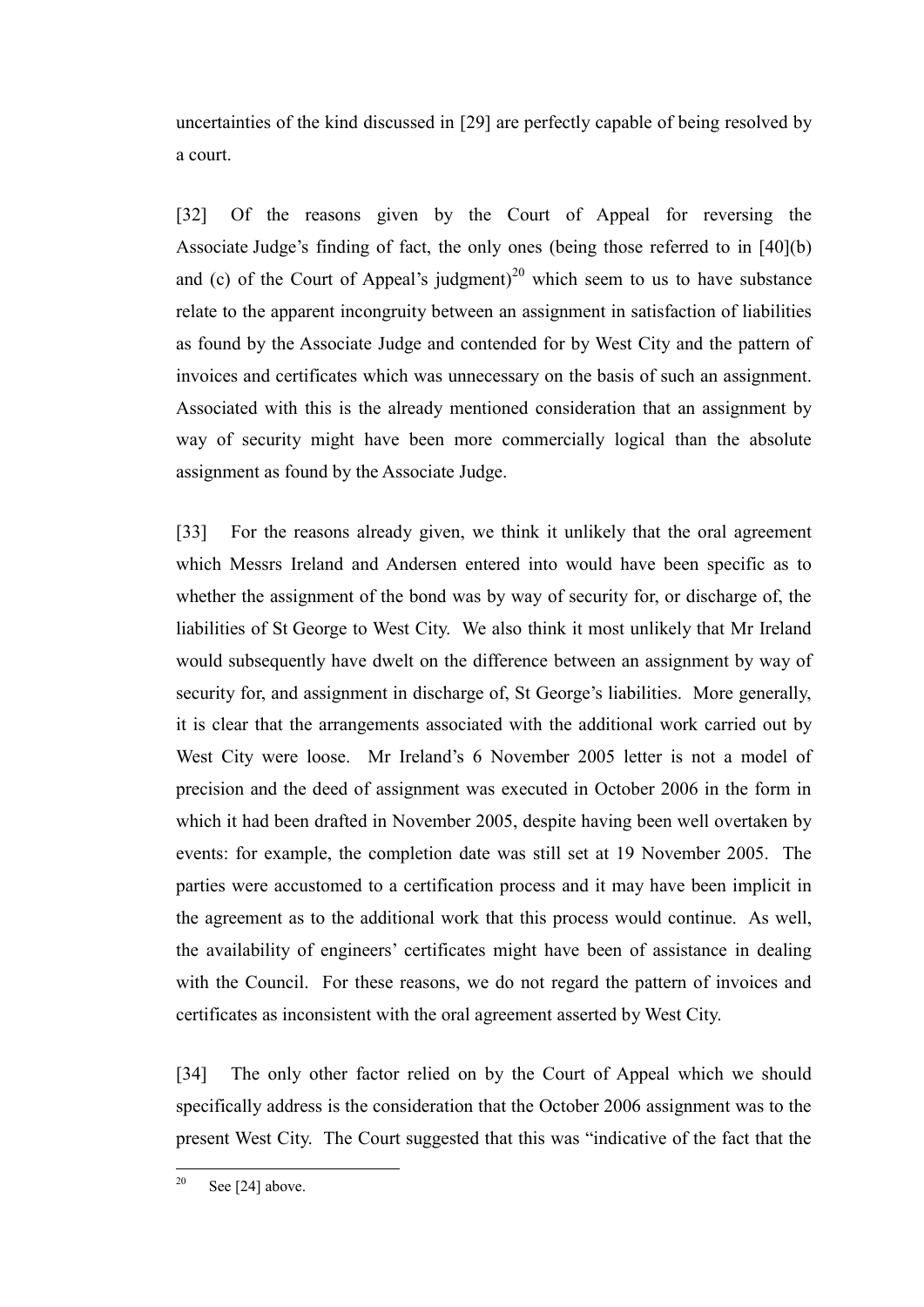uncertainties of the kind discussed in [29] are perfectly capable of being resolved by a court.

[32] Of the reasons given by the Court of Appeal for reversing the Associate Judge's finding of fact, the only ones (being those referred to in [40](b) and (c) of the Court of Appeal's judgment)[20] which seem to us to have substance relate to the apparent incongruity between an assignment in satisfaction of liabilities as found by the Associate Judge and contended for by West City and the pattern of invoices and certificates which was unnecessary on the basis of such an assignment. Associated with this is the already mentioned consideration that an assignment by way of security might have been more commercially logical than the absolute assignment as found by the Associate Judge.

[33] For the reasons already given, we think it unlikely that the oral agreement which Messrs Ireland and Andersen entered into would have been specific as to whether the assignment of the bond was by way of security for, or discharge of, the liabilities of St George to West City. We also think it most unlikely that Mr Ireland would subsequently have dwelt on the difference between an assignment by way of security for, and assignment in discharge of, St George's liabilities. More generally, it is clear that the arrangements associated with the additional work carried out by West City were loose. Mr Ireland's 6 November 2005 letter is not a model of precision and the deed of assignment was executed in October 2006 in the form in which it had been drafted in November 2005, despite having been well overtaken by events: for example, the completion date was still set at 19 November 2005. The parties were accustomed to a certification process and it may have been implicit in the agreement as to the additional work that this process would continue. As well, the availability of engineers' certificates might have been of assistance in dealing with the Council. For these reasons, we do not regard the pattern of invoices and certificates as inconsistent with the oral agreement asserted by West City.

[34] The only other factor relied on by the Court of Appeal which we should specifically address is the consideration that the October 2006 assignment was to the present West City. The Court suggested that this was "indicative of the fact that the

[20] See [24] above.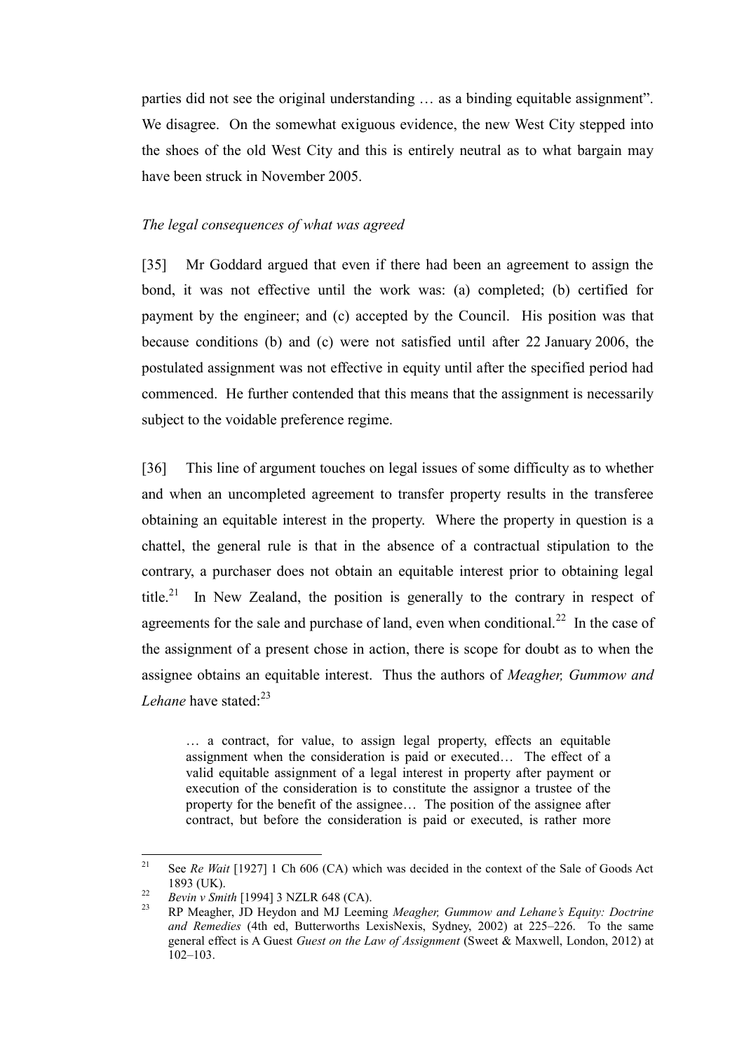parties did not see the original understanding … as a binding equitable assignment". We disagree. On the somewhat exiguous evidence, the new West City stepped into the shoes of the old West City and this is entirely neutral as to what bargain may have been struck in November 2005.

### *The legal consequences of what was agreed*

[35] Mr Goddard argued that even if there had been an agreement to assign the bond, it was not effective until the work was: (a) completed; (b) certified for payment by the engineer; and (c) accepted by the Council. His position was that because conditions (b) and (c) were not satisfied until after 22 January 2006, the postulated assignment was not effective in equity until after the specified period had commenced. He further contended that this means that the assignment is necessarily subject to the voidable preference regime.

[36] This line of argument touches on legal issues of some difficulty as to whether and when an uncompleted agreement to transfer property results in the transferee obtaining an equitable interest in the property. Where the property in question is a chattel, the general rule is that in the absence of a contractual stipulation to the contrary, a purchaser does not obtain an equitable interest prior to obtaining legal title.[21] In New Zealand, the position is generally to the contrary in respect of agreements for the sale and purchase of land, even when conditional.[22] In the case of the assignment of a present chose in action, there is scope for doubt as to when the assignee obtains an equitable interest. Thus the authors of *Meagher, Gummow and Lehane* have stated:[23]

> … a contract, for value, to assign legal property, effects an equitable assignment when the consideration is paid or executed… The effect of a valid equitable assignment of a legal interest in property after payment or execution of the consideration is to constitute the assignor a trustee of the property for the benefit of the assignee… The position of the assignee after contract, but before the consideration is paid or executed, is rather more

---

[21] See *Re Wait* [1927] 1 Ch 606 (CA) which was decided in the context of the Sale of Goods Act 1893 (UK).

[22] *Bevin v Smith* [1994] 3 NZLR 648 (CA).

[23] RP Meagher, JD Heydon and MJ Leeming *Meagher, Gummow and Lehane's Equity: Doctrine and Remedies* (4th ed, Butterworths LexisNexis, Sydney, 2002) at 225–226. To the same general effect is A Guest *Guest on the Law of Assignment* (Sweet & Maxwell, London, 2012) at 102–103.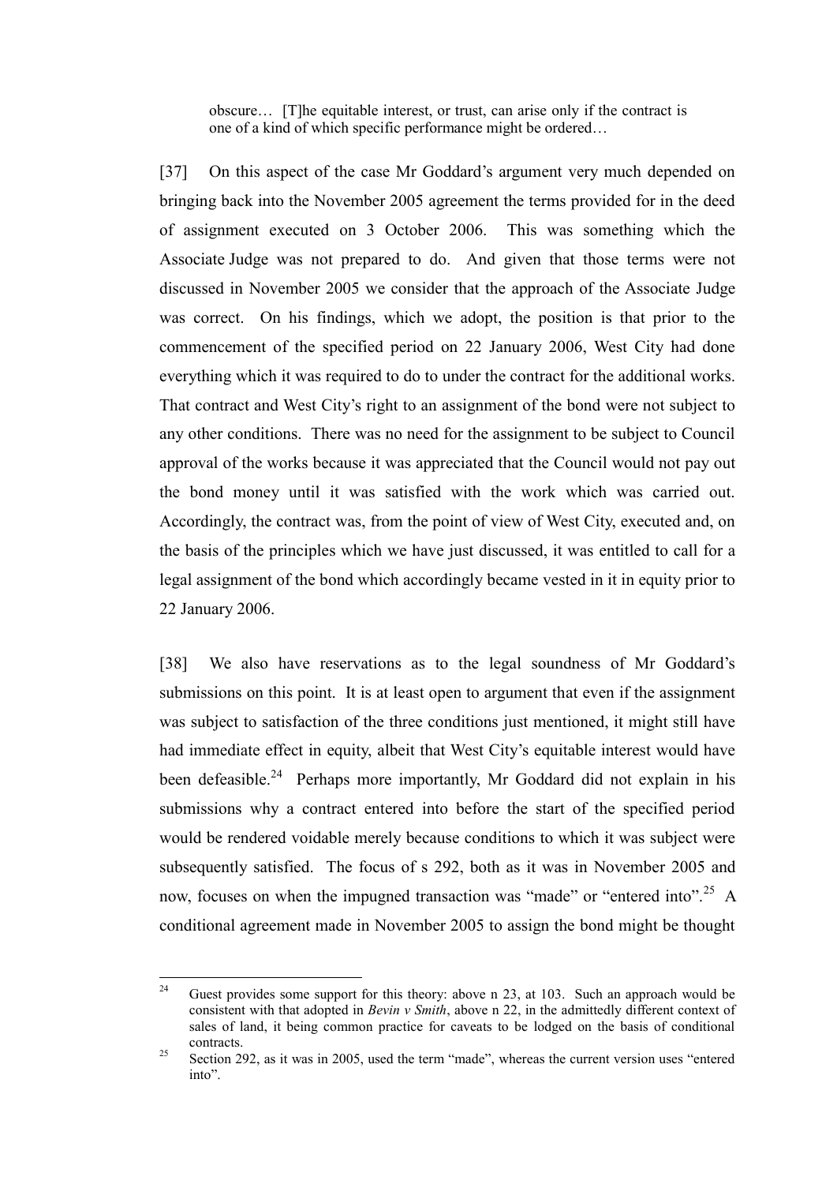> obscure… [T]he equitable interest, or trust, can arise only if the contract is one of a kind of which specific performance might be ordered…

[37] On this aspect of the case Mr Goddard's argument very much depended on bringing back into the November 2005 agreement the terms provided for in the deed of assignment executed on 3 October 2006. This was something which the Associate Judge was not prepared to do. And given that those terms were not discussed in November 2005 we consider that the approach of the Associate Judge was correct. On his findings, which we adopt, the position is that prior to the commencement of the specified period on 22 January 2006, West City had done everything which it was required to do to under the contract for the additional works. That contract and West City's right to an assignment of the bond were not subject to any other conditions. There was no need for the assignment to be subject to Council approval of the works because it was appreciated that the Council would not pay out the bond money until it was satisfied with the work which was carried out. Accordingly, the contract was, from the point of view of West City, executed and, on the basis of the principles which we have just discussed, it was entitled to call for a legal assignment of the bond which accordingly became vested in it in equity prior to 22 January 2006.

[38] We also have reservations as to the legal soundness of Mr Goddard's submissions on this point. It is at least open to argument that even if the assignment was subject to satisfaction of the three conditions just mentioned, it might still have had immediate effect in equity, albeit that West City's equitable interest would have been defeasible.[24] Perhaps more importantly, Mr Goddard did not explain in his submissions why a contract entered into before the start of the specified period would be rendered voidable merely because conditions to which it was subject were subsequently satisfied. The focus of s 292, both as it was in November 2005 and now, focuses on when the impugned transaction was "made" or "entered into".[25] A conditional agreement made in November 2005 to assign the bond might be thought

---

[24] Guest provides some support for this theory: above n 23, at 103. Such an approach would be consistent with that adopted in *Bevin v Smith*, above n 22, in the admittedly different context of sales of land, it being common practice for caveats to be lodged on the basis of conditional contracts.

[25] Section 292, as it was in 2005, used the term "made", whereas the current version uses "entered into".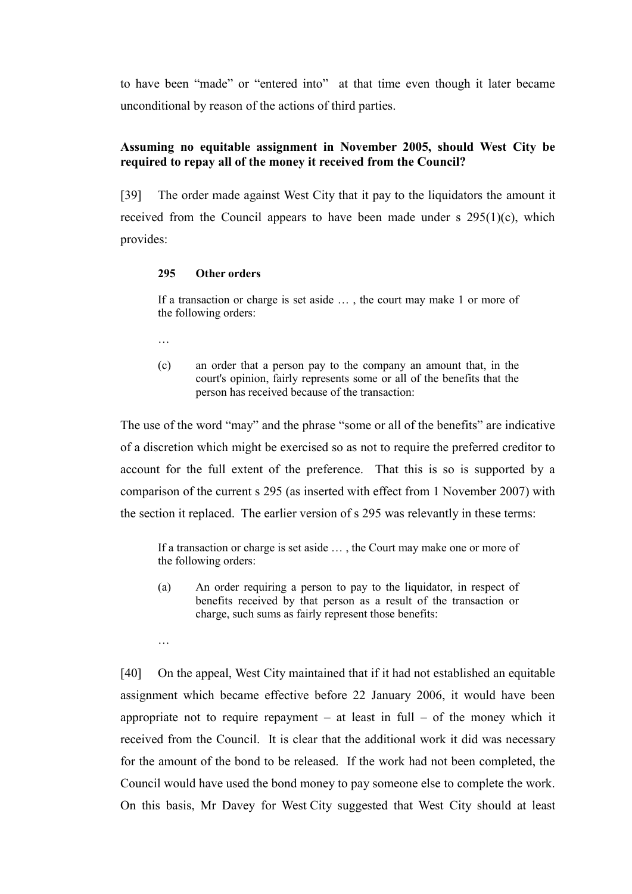to have been "made" or "entered into" at that time even though it later became unconditional by reason of the actions of third parties.

**Assuming no equitable assignment in November 2005, should West City be required to repay all of the money it received from the Council?**

[39] The order made against West City that it pay to the liquidators the amount it received from the Council appears to have been made under s 295(1)(c), which provides:

> **295 Other orders**
>
> If a transaction or charge is set aside … , the court may make 1 or more of the following orders:
>
> …
>
> (c) an order that a person pay to the company an amount that, in the court's opinion, fairly represents some or all of the benefits that the person has received because of the transaction:

The use of the word "may" and the phrase "some or all of the benefits" are indicative of a discretion which might be exercised so as not to require the preferred creditor to account for the full extent of the preference. That this is so is supported by a comparison of the current s 295 (as inserted with effect from 1 November 2007) with the section it replaced. The earlier version of s 295 was relevantly in these terms:

> If a transaction or charge is set aside … , the Court may make one or more of the following orders:
>
> (a) An order requiring a person to pay to the liquidator, in respect of benefits received by that person as a result of the transaction or charge, such sums as fairly represent those benefits:
>
> …

[40] On the appeal, West City maintained that if it had not established an equitable assignment which became effective before 22 January 2006, it would have been appropriate not to require repayment – at least in full – of the money which it received from the Council. It is clear that the additional work it did was necessary for the amount of the bond to be released. If the work had not been completed, the Council would have used the bond money to pay someone else to complete the work. On this basis, Mr Davey for West City suggested that West City should at least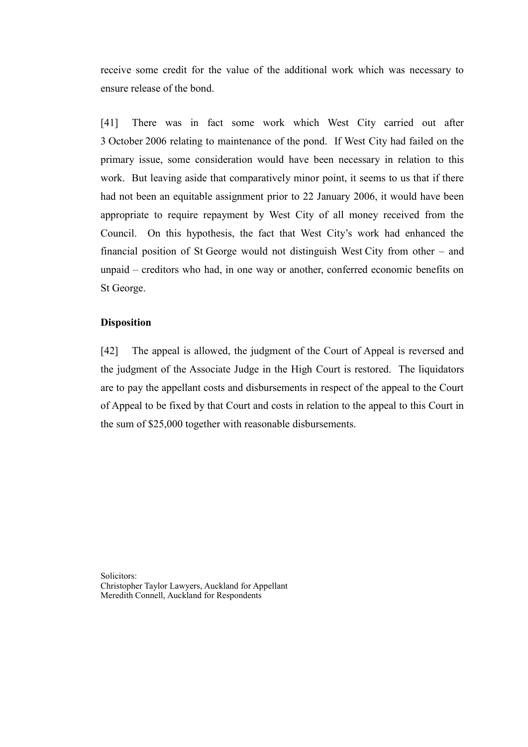receive some credit for the value of the additional work which was necessary to ensure release of the bond.

[41] There was in fact some work which West City carried out after 3 October 2006 relating to maintenance of the pond. If West City had failed on the primary issue, some consideration would have been necessary in relation to this work. But leaving aside that comparatively minor point, it seems to us that if there had not been an equitable assignment prior to 22 January 2006, it would have been appropriate to require repayment by West City of all money received from the Council. On this hypothesis, the fact that West City's work had enhanced the financial position of St George would not distinguish West City from other – and unpaid – creditors who had, in one way or another, conferred economic benefits on St George.

## Disposition

[42] The appeal is allowed, the judgment of the Court of Appeal is reversed and the judgment of the Associate Judge in the High Court is restored. The liquidators are to pay the appellant costs and disbursements in respect of the appeal to the Court of Appeal to be fixed by that Court and costs in relation to the appeal to this Court in the sum of $25,000 together with reasonable disbursements.

Solicitors:
Christopher Taylor Lawyers, Auckland for Appellant
Meredith Connell, Auckland for Respondents